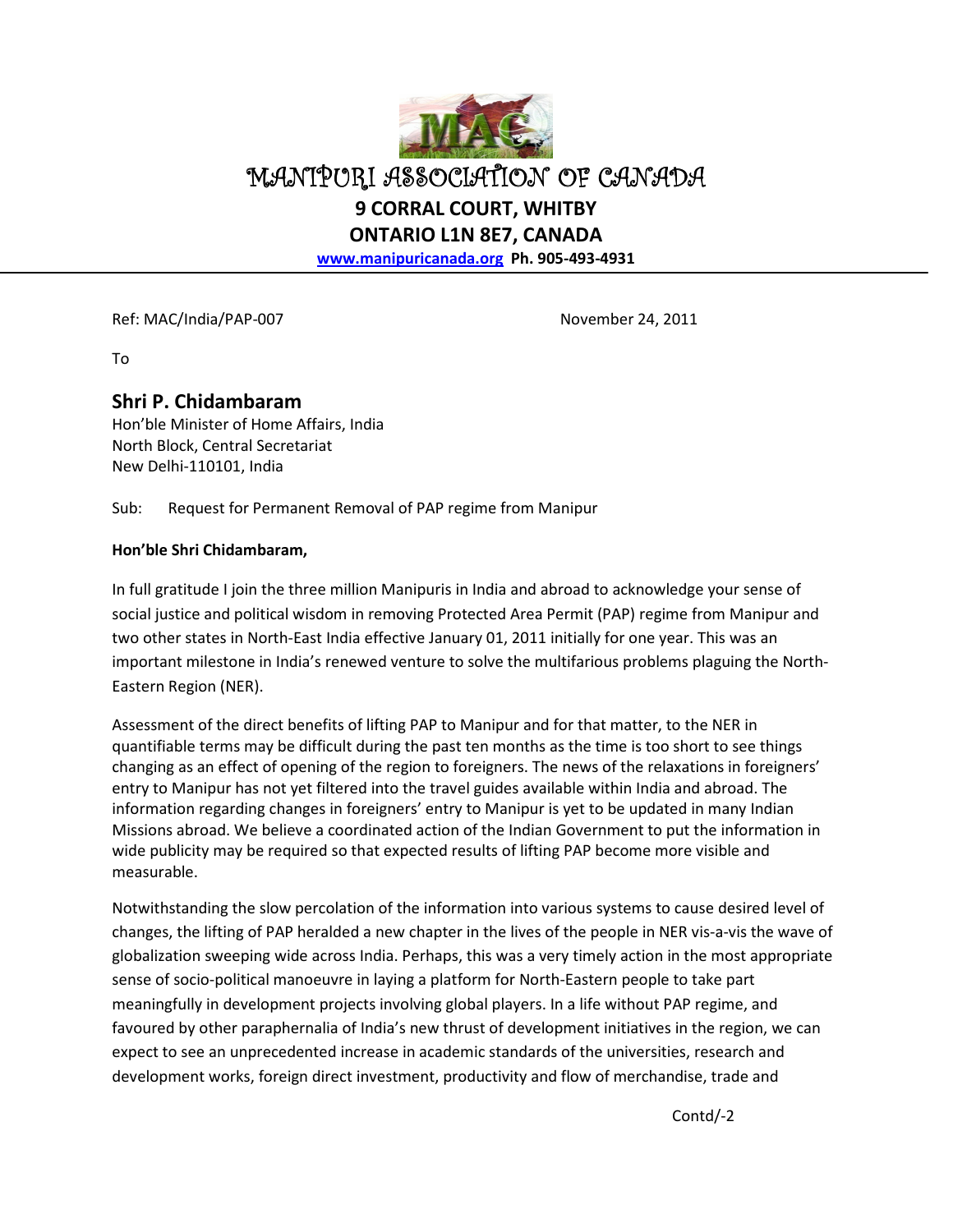# MANIPURI ASSOCIATION OF CANADA

**9 CORRAL COURT, WHITBY**
**ONTARIO L1N 8E7, CANADA**
**www.manipuricanada.org Ph. 905-493-4931**

---

Ref: MAC/India/PAP-007 November 24, 2011

To

**Shri P. Chidambaram**
Hon'ble Minister of Home Affairs, India
North Block, Central Secretariat
New Delhi-110101, India

Sub: Request for Permanent Removal of PAP regime from Manipur

**Hon'ble Shri Chidambaram,**

In full gratitude I join the three million Manipuris in India and abroad to acknowledge your sense of social justice and political wisdom in removing Protected Area Permit (PAP) regime from Manipur and two other states in North-East India effective January 01, 2011 initially for one year. This was an important milestone in India's renewed venture to solve the multifarious problems plaguing the North-Eastern Region (NER).

Assessment of the direct benefits of lifting PAP to Manipur and for that matter, to the NER in quantifiable terms may be difficult during the past ten months as the time is too short to see things changing as an effect of opening of the region to foreigners. The news of the relaxations in foreigners' entry to Manipur has not yet filtered into the travel guides available within India and abroad. The information regarding changes in foreigners' entry to Manipur is yet to be updated in many Indian Missions abroad. We believe a coordinated action of the Indian Government to put the information in wide publicity may be required so that expected results of lifting PAP become more visible and measurable.

Notwithstanding the slow percolation of the information into various systems to cause desired level of changes, the lifting of PAP heralded a new chapter in the lives of the people in NER vis-a-vis the wave of globalization sweeping wide across India. Perhaps, this was a very timely action in the most appropriate sense of socio-political manoeuvre in laying a platform for North-Eastern people to take part meaningfully in development projects involving global players. In a life without PAP regime, and favoured by other paraphernalia of India's new thrust of development initiatives in the region, we can expect to see an unprecedented increase in academic standards of the universities, research and development works, foreign direct investment, productivity and flow of merchandise, trade and

Contd/-2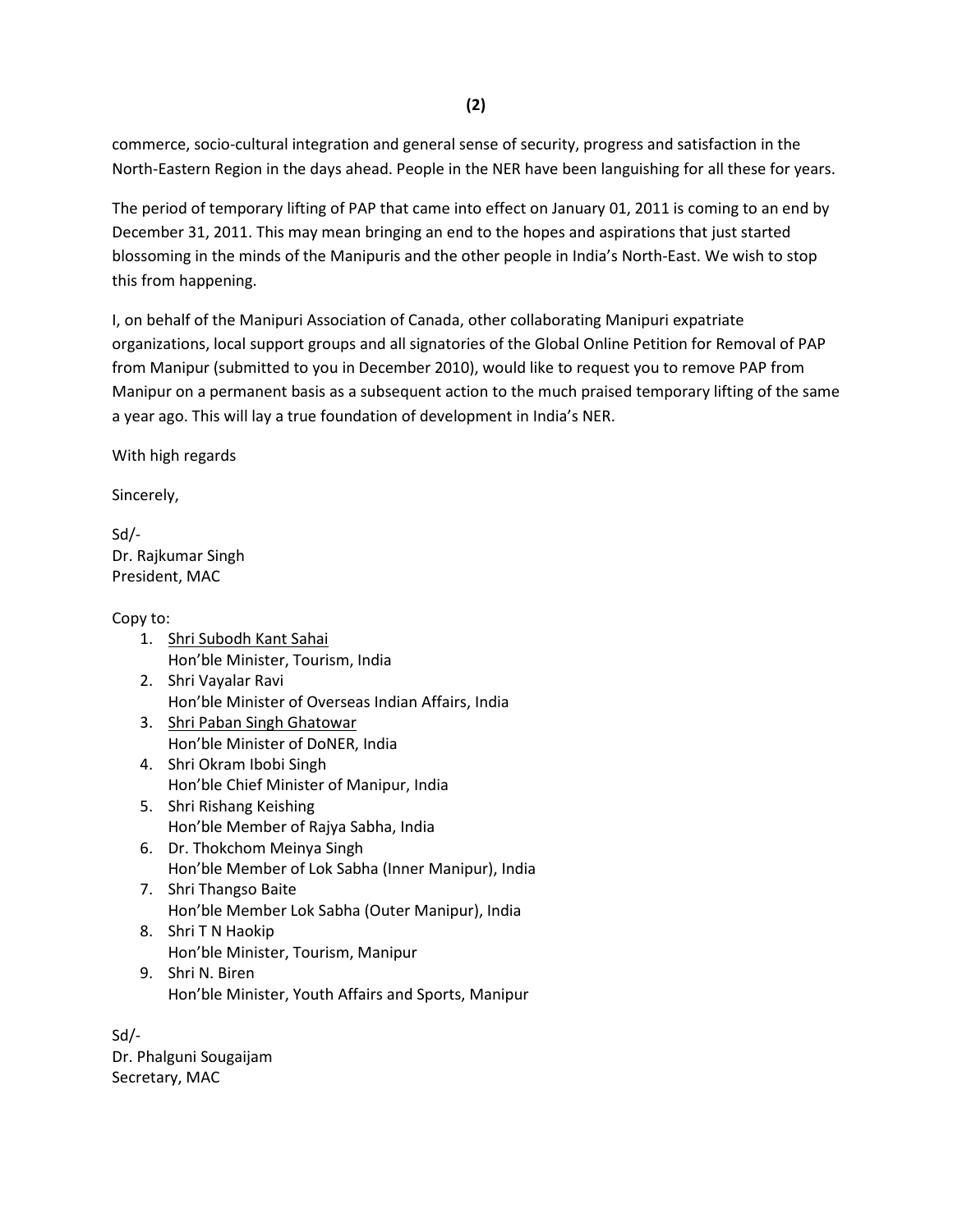commerce, socio-cultural integration and general sense of security, progress and satisfaction in the North-Eastern Region in the days ahead. People in the NER have been languishing for all these for years.

The period of temporary lifting of PAP that came into effect on January 01, 2011 is coming to an end by December 31, 2011. This may mean bringing an end to the hopes and aspirations that just started blossoming in the minds of the Manipuris and the other people in India's North-East. We wish to stop this from happening.

I, on behalf of the Manipuri Association of Canada, other collaborating Manipuri expatriate organizations, local support groups and all signatories of the Global Online Petition for Removal of PAP from Manipur (submitted to you in December 2010), would like to request you to remove PAP from Manipur on a permanent basis as a subsequent action to the much praised temporary lifting of the same a year ago. This will lay a true foundation of development in India's NER.

With high regards

Sincerely,

Sd/-
Dr. Rajkumar Singh
President, MAC

Copy to:

1. Shri Subodh Kant Sahai
   Hon'ble Minister, Tourism, India
2. Shri Vayalar Ravi
   Hon'ble Minister of Overseas Indian Affairs, India
3. Shri Paban Singh Ghatowar
   Hon'ble Minister of DoNER, India
4. Shri Okram Ibobi Singh
   Hon'ble Chief Minister of Manipur, India
5. Shri Rishang Keishing
   Hon'ble Member of Rajya Sabha, India
6. Dr. Thokchom Meinya Singh
   Hon'ble Member of Lok Sabha (Inner Manipur), India
7. Shri Thangso Baite
   Hon'ble Member Lok Sabha (Outer Manipur), India
8. Shri T N Haokip
   Hon'ble Minister, Tourism, Manipur
9. Shri N. Biren
   Hon'ble Minister, Youth Affairs and Sports, Manipur

Sd/-
Dr. Phalguni Sougaijam
Secretary, MAC